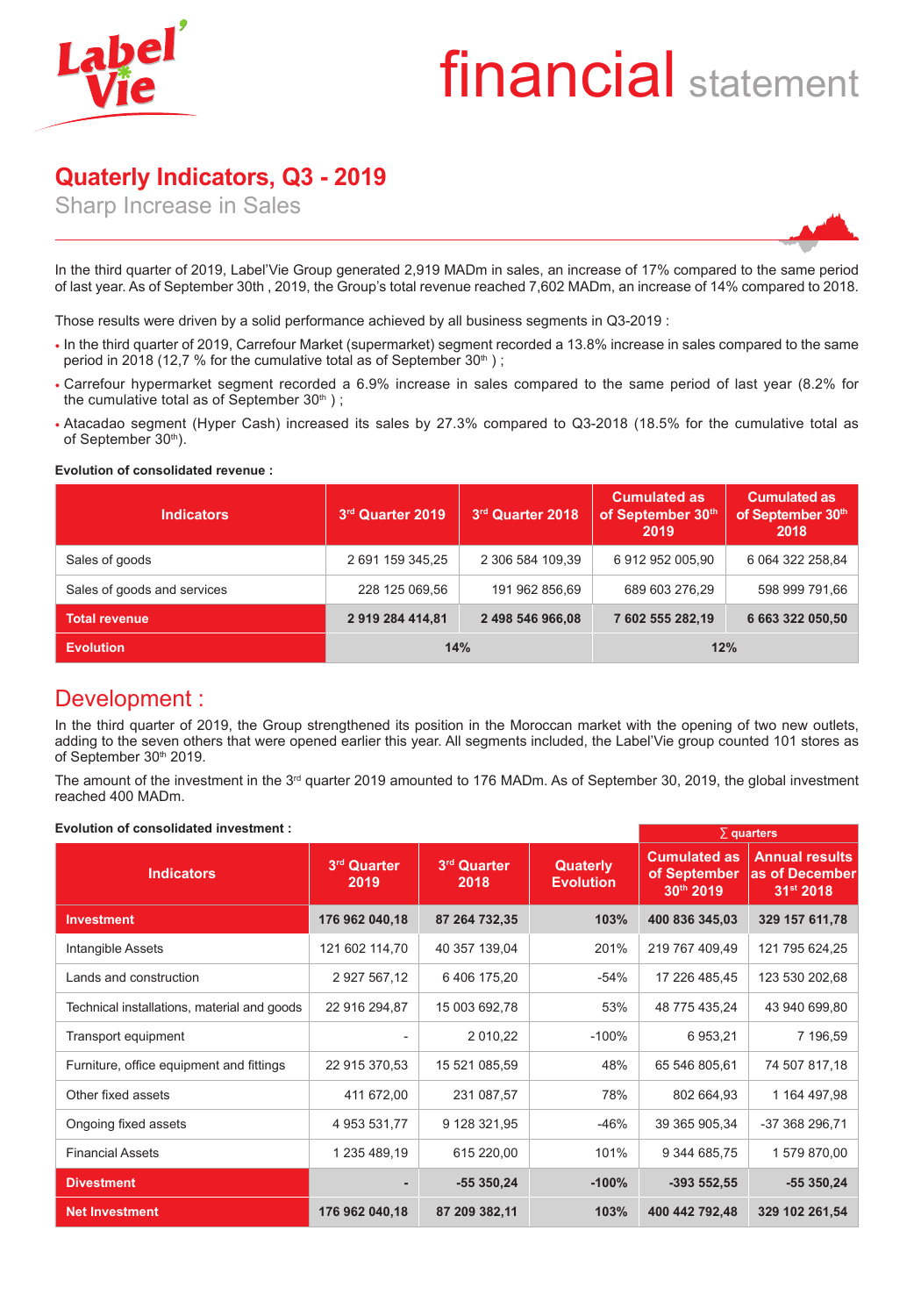# financial statement

## Quaterly Indicators, Q3 - 2019

### Sharp Increase in Sales

In the third quarter of 2019, Label'Vie Group generated 2,919 MADm in sales, an increase of 17% compared to the same period of last year. As of September 30th , 2019, the Group's total revenue reached 7,602 MADm, an increase of 14% compared to 2018.

Those results were driven by a solid performance achieved by all business segments in Q3-2019 :

- In the third quarter of 2019, Carrefour Market (supermarket) segment recorded a 13.8% increase in sales compared to the same period in 2018 (12,7 % for the cumulative total as of September 30th ) ;
- Carrefour hypermarket segment recorded a 6.9% increase in sales compared to the same period of last year (8.2% for the cumulative total as of September 30th ) ;
- Atacadao segment (Hyper Cash) increased its sales by 27.3% compared to Q3-2018 (18.5% for the cumulative total as of September 30th).

**Evolution of consolidated revenue :**

| Indicators | 3rd Quarter 2019 | 3rd Quarter 2018 | Cumulated as of September 30th 2019 | Cumulated as of September 30th 2018 |
|---|---|---|---|---|
| Sales of goods | 2 691 159 345,25 | 2 306 584 109,39 | 6 912 952 005,90 | 6 064 322 258,84 |
| Sales of goods and services | 228 125 069,56 | 191 962 856,69 | 689 603 276,29 | 598 999 791,66 |
| **Total revenue** | **2 919 284 414,81** | **2 498 546 966,08** | **7 602 555 282,19** | **6 663 322 050,50** |
| **Evolution** | **14%** | | **12%** | |

## Development :

In the third quarter of 2019, the Group strengthened its position in the Moroccan market with the opening of two new outlets, adding to the seven others that were opened earlier this year. All segments included, the Label'Vie group counted 101 stores as of September 30th 2019.

The amount of the investment in the 3rd quarter 2019 amounted to 176 MADm. As of September 30, 2019, the global investment reached 400 MADm.

**Evolution of consolidated investment :**

| Indicators | 3rd Quarter 2019 | 3rd Quarter 2018 | Quaterly Evolution | ∑ quarters: Cumulated as of September 30th 2019 | ∑ quarters: Annual results as of December 31st 2018 |
|---|---|---|---|---|---|
| **Investment** | **176 962 040,18** | **87 264 732,35** | **103%** | **400 836 345,03** | **329 157 611,78** |
| Intangible Assets | 121 602 114,70 | 40 357 139,04 | 201% | 219 767 409,49 | 121 795 624,25 |
| Lands and construction | 2 927 567,12 | 6 406 175,20 | -54% | 17 226 485,45 | 123 530 202,68 |
| Technical installations, material and goods | 22 916 294,87 | 15 003 692,78 | 53% | 48 775 435,24 | 43 940 699,80 |
| Transport equipment | - | 2 010,22 | -100% | 6 953,21 | 7 196,59 |
| Furniture, office equipment and fittings | 22 915 370,53 | 15 521 085,59 | 48% | 65 546 805,61 | 74 507 817,18 |
| Other fixed assets | 411 672,00 | 231 087,57 | 78% | 802 664,93 | 1 164 497,98 |
| Ongoing fixed assets | 4 953 531,77 | 9 128 321,95 | -46% | 39 365 905,34 | -37 368 296,71 |
| Financial Assets | 1 235 489,19 | 615 220,00 | 101% | 9 344 685,75 | 1 579 870,00 |
| **Divestment** | **-** | **-55 350,24** | **-100%** | **-393 552,55** | **-55 350,24** |
| **Net Investment** | **176 962 040,18** | **87 209 382,11** | **103%** | **400 442 792,48** | **329 102 261,54** |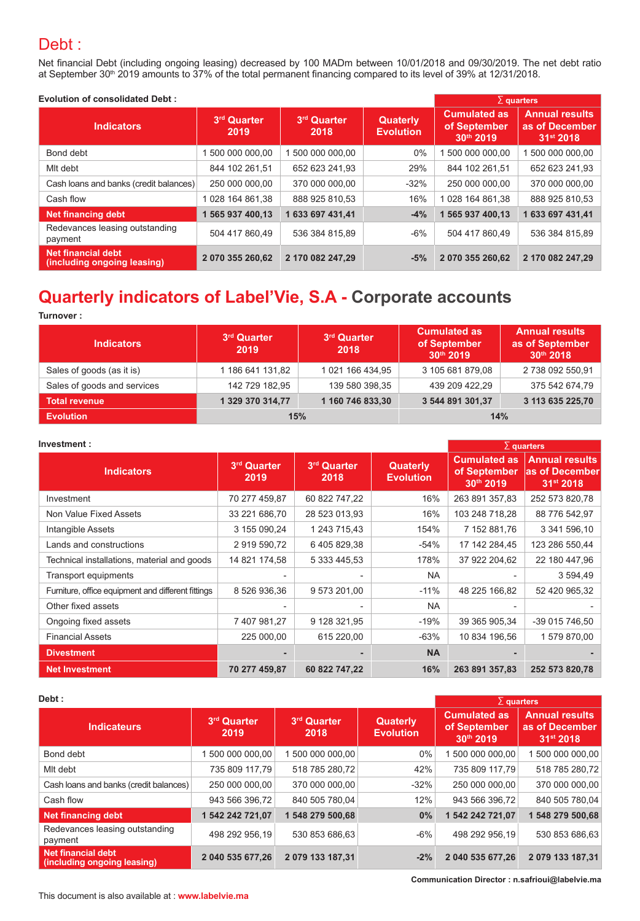# Debt :

Net financial Debt (including ongoing leasing) decreased by 100 MADm between 10/01/2018 and 09/30/2019. The net debt ratio at September 30th 2019 amounts to 37% of the total permanent financing compared to its level of 39% at 12/31/2018.

**Evolution of consolidated Debt :**

| Indicators | 3rd Quarter 2019 | 3rd Quarter 2018 | Quaterly Evolution | ∑ quarters Cumulated as of September 30th 2019 | ∑ quarters Annual results as of December 31st 2018 |
|---|---|---|---|---|---|
| Bond debt | 1 500 000 000,00 | 1 500 000 000,00 | 0% | 1 500 000 000,00 | 1 500 000 000,00 |
| Mlt debt | 844 102 261,51 | 652 623 241,93 | 29% | 844 102 261,51 | 652 623 241,93 |
| Cash loans and banks (credit balances) | 250 000 000,00 | 370 000 000,00 | -32% | 250 000 000,00 | 370 000 000,00 |
| Cash flow | 1 028 164 861,38 | 888 925 810,53 | 16% | 1 028 164 861,38 | 888 925 810,53 |
| **Net financing debt** | **1 565 937 400,13** | **1 633 697 431,41** | **-4%** | **1 565 937 400,13** | **1 633 697 431,41** |
| Redevances leasing outstanding payment | 504 417 860,49 | 536 384 815,89 | -6% | 504 417 860,49 | 536 384 815,89 |
| **Net financial debt (including ongoing leasing)** | **2 070 355 260,62** | **2 170 082 247,29** | **-5%** | **2 070 355 260,62** | **2 170 082 247,29** |

# Quarterly indicators of Label'Vie, S.A - Corporate accounts

**Turnover :**

| Indicators | 3rd Quarter 2019 | 3rd Quarter 2018 | Cumulated as of September 30th 2019 | Annual results as of September 30th 2018 |
|---|---|---|---|---|
| Sales of goods (as it is) | 1 186 641 131,82 | 1 021 166 434,95 | 3 105 681 879,08 | 2 738 092 550,91 |
| Sales of goods and services | 142 729 182,95 | 139 580 398,35 | 439 209 422,29 | 375 542 674,79 |
| **Total revenue** | **1 329 370 314,77** | **1 160 746 833,30** | **3 544 891 301,37** | **3 113 635 225,70** |
| **Evolution** | **15%** | | **14%** | |

**Investment :**

| Indicators | 3rd Quarter 2019 | 3rd Quarter 2018 | Quaterly Evolution | ∑ quarters Cumulated as of September 30th 2019 | ∑ quarters Annual results as of December 31st 2018 |
|---|---|---|---|---|---|
| Investment | 70 277 459,87 | 60 822 747,22 | 16% | 263 891 357,83 | 252 573 820,78 |
| Non Value Fixed Assets | 33 221 686,70 | 28 523 013,93 | 16% | 103 248 718,28 | 88 776 542,97 |
| Intangible Assets | 3 155 090,24 | 1 243 715,43 | 154% | 7 152 881,76 | 3 341 596,10 |
| Lands and constructions | 2 919 590,72 | 6 405 829,38 | -54% | 17 142 284,45 | 123 286 550,44 |
| Technical installations, material and goods | 14 821 174,58 | 5 333 445,53 | 178% | 37 922 204,62 | 22 180 447,96 |
| Transport equipments | - | - | NA | - | 3 594,49 |
| Furniture, office equipment and different fittings | 8 526 936,36 | 9 573 201,00 | -11% | 48 225 166,82 | 52 420 965,32 |
| Other fixed assets | - | - | NA | - | - |
| Ongoing fixed assets | 7 407 981,27 | 9 128 321,95 | -19% | 39 365 905,34 | -39 015 746,50 |
| Financial Assets | 225 000,00 | 615 220,00 | -63% | 10 834 196,56 | 1 579 870,00 |
| **Divestment** | **-** | **-** | **NA** | **-** | **-** |
| **Net Investment** | **70 277 459,87** | **60 822 747,22** | **16%** | **263 891 357,83** | **252 573 820,78** |

**Debt :**

| Indicateurs | 3rd Quarter 2019 | 3rd Quarter 2018 | Quaterly Evolution | ∑ quarters Cumulated as of September 30th 2019 | ∑ quarters Annual results as of December 31st 2018 |
|---|---|---|---|---|---|
| Bond debt | 1 500 000 000,00 | 1 500 000 000,00 | 0% | 1 500 000 000,00 | 1 500 000 000,00 |
| Mlt debt | 735 809 117,79 | 518 785 280,72 | 42% | 735 809 117,79 | 518 785 280,72 |
| Cash loans and banks (credit balances) | 250 000 000,00 | 370 000 000,00 | -32% | 250 000 000,00 | 370 000 000,00 |
| Cash flow | 943 566 396,72 | 840 505 780,04 | 12% | 943 566 396,72 | 840 505 780,04 |
| **Net financing debt** | **1 542 242 721,07** | **1 548 279 500,68** | **0%** | **1 542 242 721,07** | **1 548 279 500,68** |
| Redevances leasing outstanding payment | 498 292 956,19 | 530 853 686,63 | -6% | 498 292 956,19 | 530 853 686,63 |
| **Net financial debt (including ongoing leasing)** | **2 040 535 677,26** | **2 079 133 187,31** | **-2%** | **2 040 535 677,26** | **2 079 133 187,31** |

**Communication Director : n.safrioui@labelvie.ma**

This document is also available at : **www.labelvie.ma**